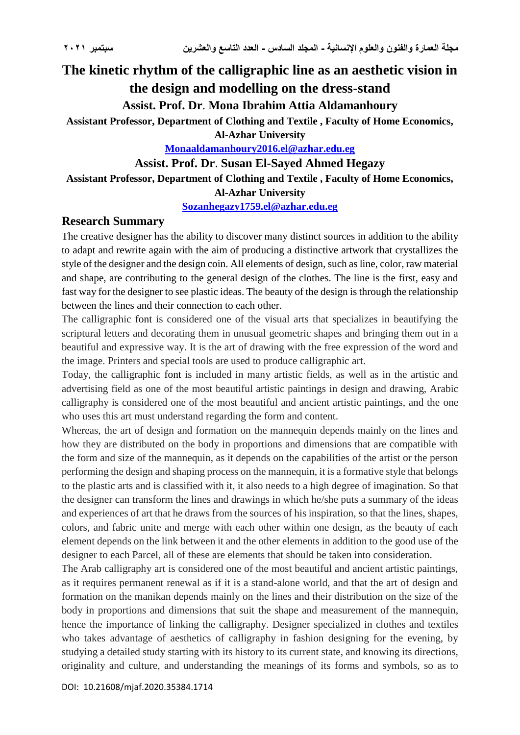# The kinetic rhythm of the calligraphic line as an aesthetic vision in the design and modelling on the dress-stand

**Assist. Prof. Dr. Mona Ibrahim Attia Aldamanhoury**

**Assistant Professor, Department of Clothing and Textile , Faculty of Home Economics, Al-Azhar University**

Monaaldamanhoury2016.el@azhar.edu.eg

**Assist. Prof. Dr. Susan El-Sayed Ahmed Hegazy**

**Assistant Professor, Department of Clothing and Textile , Faculty of Home Economics, Al-Azhar University**

Sozanhegazy1759.el@azhar.edu.eg

## Research Summary

The creative designer has the ability to discover many distinct sources in addition to the ability to adapt and rewrite again with the aim of producing a distinctive artwork that crystallizes the style of the designer and the design coin. All elements of design, such as line, color, raw material and shape, are contributing to the general design of the clothes. The line is the first, easy and fast way for the designer to see plastic ideas. The beauty of the design is through the relationship between the lines and their connection to each other.

The calligraphic font is considered one of the visual arts that specializes in beautifying the scriptural letters and decorating them in unusual geometric shapes and bringing them out in a beautiful and expressive way. It is the art of drawing with the free expression of the word and the image. Printers and special tools are used to produce calligraphic art.

Today, the calligraphic font is included in many artistic fields, as well as in the artistic and advertising field as one of the most beautiful artistic paintings in design and drawing, Arabic calligraphy is considered one of the most beautiful and ancient artistic paintings, and the one who uses this art must understand regarding the form and content.

Whereas, the art of design and formation on the mannequin depends mainly on the lines and how they are distributed on the body in proportions and dimensions that are compatible with the form and size of the mannequin, as it depends on the capabilities of the artist or the person performing the design and shaping process on the mannequin, it is a formative style that belongs to the plastic arts and is classified with it, it also needs to a high degree of imagination. So that the designer can transform the lines and drawings in which he/she puts a summary of the ideas and experiences of art that he draws from the sources of his inspiration, so that the lines, shapes, colors, and fabric unite and merge with each other within one design, as the beauty of each element depends on the link between it and the other elements in addition to the good use of the designer to each Parcel, all of these are elements that should be taken into consideration.

The Arab calligraphy art is considered one of the most beautiful and ancient artistic paintings, as it requires permanent renewal as if it is a stand-alone world, and that the art of design and formation on the manikan depends mainly on the lines and their distribution on the size of the body in proportions and dimensions that suit the shape and measurement of the mannequin, hence the importance of linking the calligraphy. Designer specialized in clothes and textiles who takes advantage of aesthetics of calligraphy in fashion designing for the evening, by studying a detailed study starting with its history to its current state, and knowing its directions, originality and culture, and understanding the meanings of its forms and symbols, so as to

DOI: 10.21608/mjaf.2020.35384.1714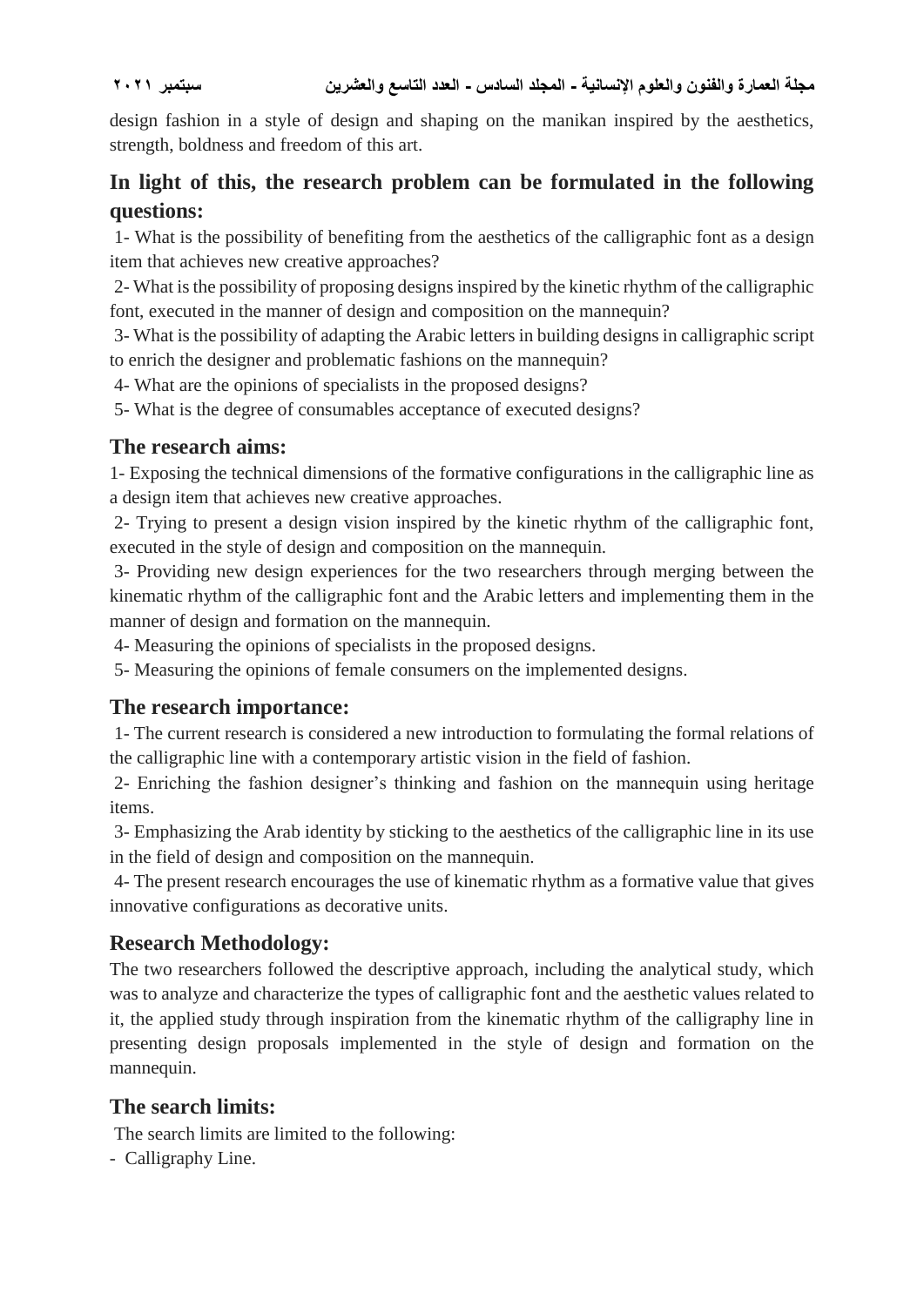design fashion in a style of design and shaping on the manikan inspired by the aesthetics, strength, boldness and freedom of this art.

## In light of this, the research problem can be formulated in the following questions:

1- What is the possibility of benefiting from the aesthetics of the calligraphic font as a design item that achieves new creative approaches?

2- What is the possibility of proposing designs inspired by the kinetic rhythm of the calligraphic font, executed in the manner of design and composition on the mannequin?

3- What is the possibility of adapting the Arabic letters in building designs in calligraphic script to enrich the designer and problematic fashions on the mannequin?

4- What are the opinions of specialists in the proposed designs?

5- What is the degree of consumables acceptance of executed designs?

## The research aims:

1- Exposing the technical dimensions of the formative configurations in the calligraphic line as a design item that achieves new creative approaches.

2- Trying to present a design vision inspired by the kinetic rhythm of the calligraphic font, executed in the style of design and composition on the mannequin.

3- Providing new design experiences for the two researchers through merging between the kinematic rhythm of the calligraphic font and the Arabic letters and implementing them in the manner of design and formation on the mannequin.

4- Measuring the opinions of specialists in the proposed designs.

5- Measuring the opinions of female consumers on the implemented designs.

## The research importance:

1- The current research is considered a new introduction to formulating the formal relations of the calligraphic line with a contemporary artistic vision in the field of fashion.

2- Enriching the fashion designer's thinking and fashion on the mannequin using heritage items.

3- Emphasizing the Arab identity by sticking to the aesthetics of the calligraphic line in its use in the field of design and composition on the mannequin.

4- The present research encourages the use of kinematic rhythm as a formative value that gives innovative configurations as decorative units.

## Research Methodology:

The two researchers followed the descriptive approach, including the analytical study, which was to analyze and characterize the types of calligraphic font and the aesthetic values related to it, the applied study through inspiration from the kinematic rhythm of the calligraphy line in presenting design proposals implemented in the style of design and formation on the mannequin.

## The search limits:

The search limits are limited to the following:

- Calligraphy Line.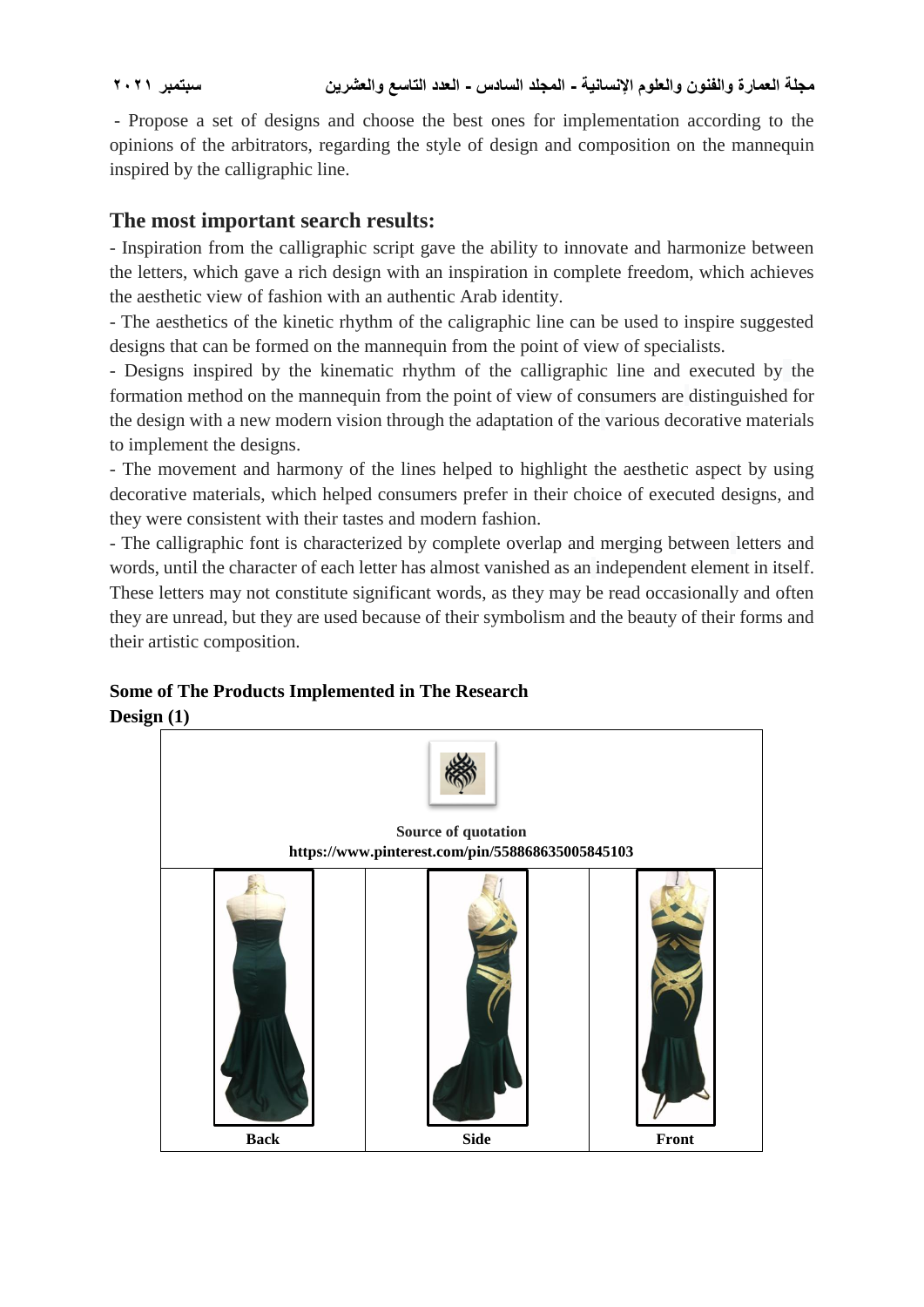- Propose a set of designs and choose the best ones for implementation according to the opinions of the arbitrators, regarding the style of design and composition on the mannequin inspired by the calligraphic line.

## The most important search results:

- Inspiration from the calligraphic script gave the ability to innovate and harmonize between the letters, which gave a rich design with an inspiration in complete freedom, which achieves the aesthetic view of fashion with an authentic Arab identity.
- The aesthetics of the kinetic rhythm of the caligraphic line can be used to inspire suggested designs that can be formed on the mannequin from the point of view of specialists.
- Designs inspired by the kinematic rhythm of the calligraphic line and executed by the formation method on the mannequin from the point of view of consumers are distinguished for the design with a new modern vision through the adaptation of the various decorative materials to implement the designs.
- The movement and harmony of the lines helped to highlight the aesthetic aspect by using decorative materials, which helped consumers prefer in their choice of executed designs, and they were consistent with their tastes and modern fashion.
- The calligraphic font is characterized by complete overlap and merging between letters and words, until the character of each letter has almost vanished as an independent element in itself. These letters may not constitute significant words, as they may be read occasionally and often they are unread, but they are used because of their symbolism and the beauty of their forms and their artistic composition.

**Some of The Products Implemented in The Research**

**Design (1)**

| Source of quotation https://www.pinterest.com/pin/558868635005845103 | | |
|---|---|---|
| Back | Side | Front |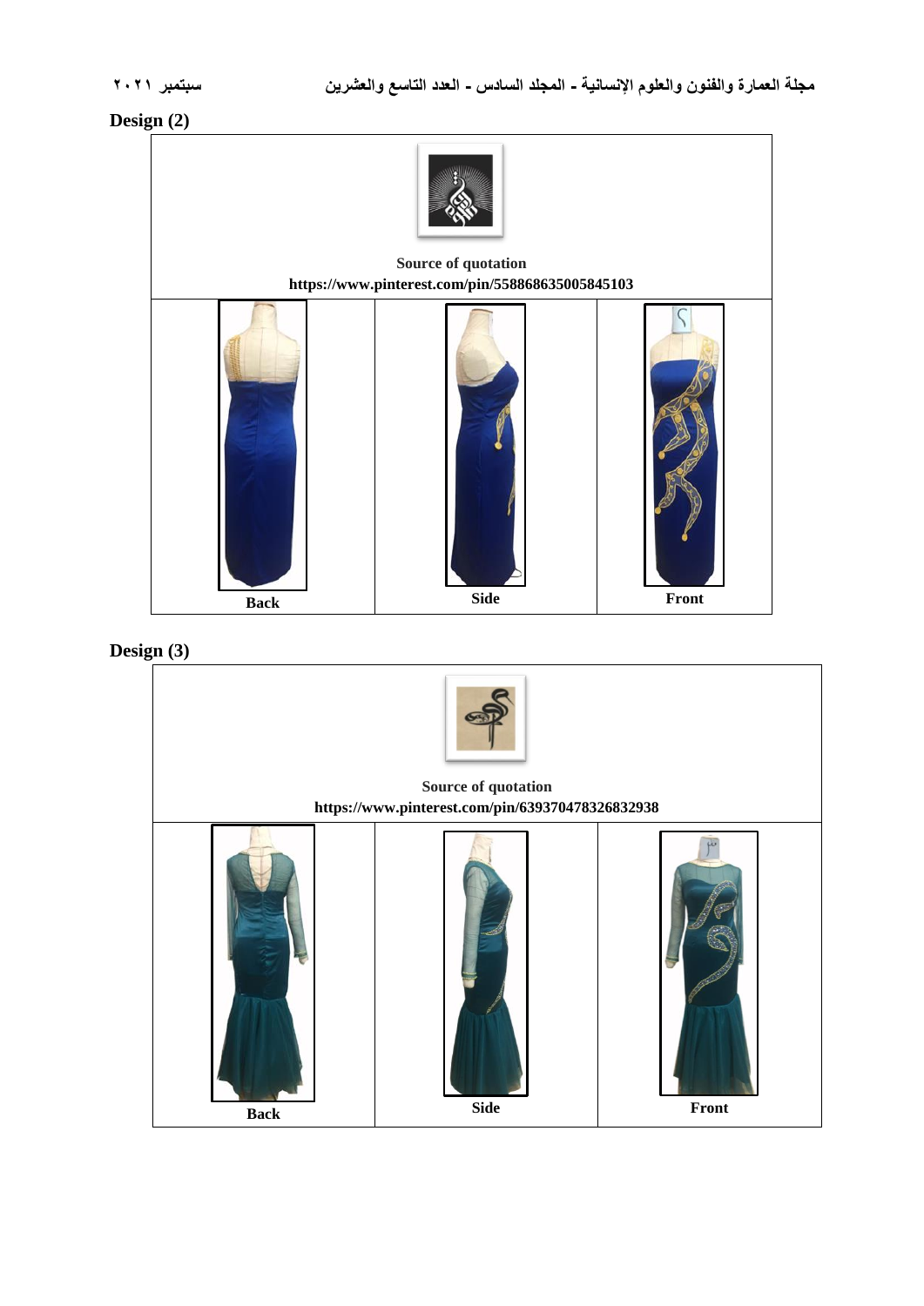Design (2)

| | | |
|---|---|---|
| Source of quotation<br>https://www.pinterest.com/pin/558868635005845103 | | |
| Back | Side | Front |

Design (3)

| | | |
|---|---|---|
| Source of quotation<br>https://www.pinterest.com/pin/639370478326832938 | | |
| Back | Side | Front |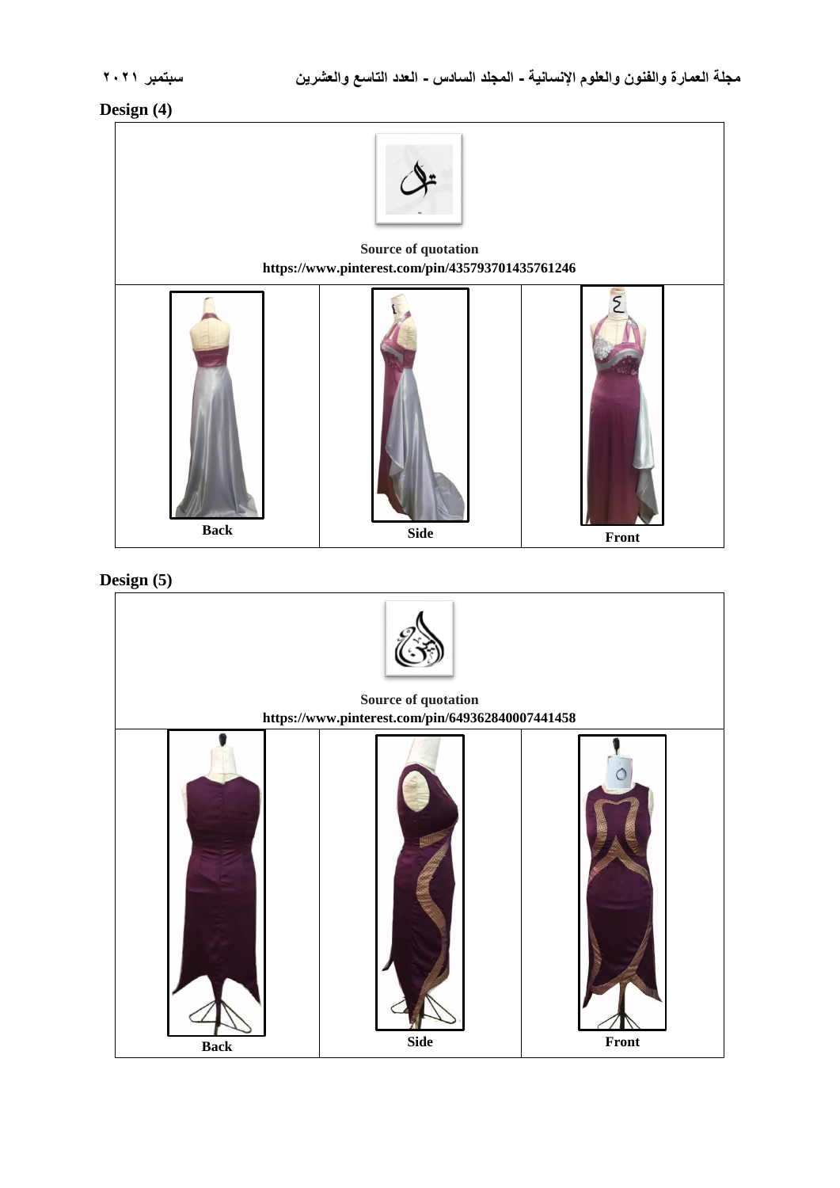**Design (4)**

| | | |
|---|---|---|
| Source of quotation https://www.pinterest.com/pin/435793701435761246 | | |
| Back | Side | Front |

**Design (5)**

| | | |
|---|---|---|
| Source of quotation https://www.pinterest.com/pin/649362840007441458 | | |
| Back | Side | Front |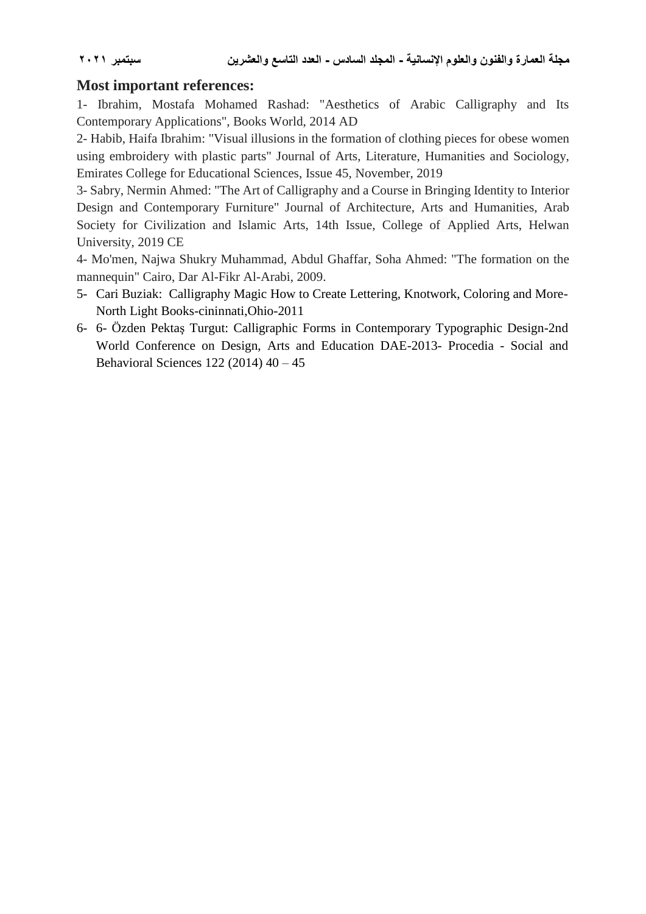## Most important references:

1- Ibrahim, Mostafa Mohamed Rashad: "Aesthetics of Arabic Calligraphy and Its Contemporary Applications", Books World, 2014 AD

2- Habib, Haifa Ibrahim: "Visual illusions in the formation of clothing pieces for obese women using embroidery with plastic parts" Journal of Arts, Literature, Humanities and Sociology, Emirates College for Educational Sciences, Issue 45, November, 2019

3- Sabry, Nermin Ahmed: "The Art of Calligraphy and a Course in Bringing Identity to Interior Design and Contemporary Furniture" Journal of Architecture, Arts and Humanities, Arab Society for Civilization and Islamic Arts, 14th Issue, College of Applied Arts, Helwan University, 2019 CE

4- Mo'men, Najwa Shukry Muhammad, Abdul Ghaffar, Soha Ahmed: "The formation on the mannequin" Cairo, Dar Al-Fikr Al-Arabi, 2009.

5- Cari Buziak: Calligraphy Magic How to Create Lettering, Knotwork, Coloring and More- North Light Books-cininnati,Ohio-2011

6- 6- Özden Pektaş Turgut: Calligraphic Forms in Contemporary Typographic Design-2nd World Conference on Design, Arts and Education DAE-2013- Procedia - Social and Behavioral Sciences 122 (2014) 40 – 45